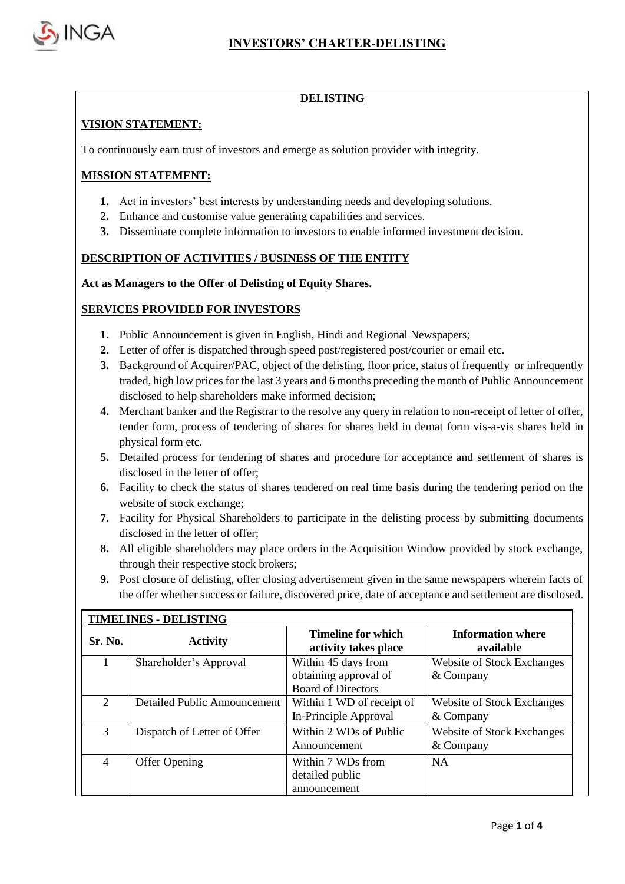# INVESTORS' CHARTER-DELISTING

## DELISTING

### VISION STATEMENT:

To continuously earn trust of investors and emerge as solution provider with integrity.

### MISSION STATEMENT:

1. Act in investors' best interests by understanding needs and developing solutions.
2. Enhance and customise value generating capabilities and services.
3. Disseminate complete information to investors to enable informed investment decision.

### DESCRIPTION OF ACTIVITIES / BUSINESS OF THE ENTITY

**Act as Managers to the Offer of Delisting of Equity Shares.**

### SERVICES PROVIDED FOR INVESTORS

1. Public Announcement is given in English, Hindi and Regional Newspapers;
2. Letter of offer is dispatched through speed post/registered post/courier or email etc.
3. Background of Acquirer/PAC, object of the delisting, floor price, status of frequently or infrequently traded, high low prices for the last 3 years and 6 months preceding the month of Public Announcement disclosed to help shareholders make informed decision;
4. Merchant banker and the Registrar to the resolve any query in relation to non-receipt of letter of offer, tender form, process of tendering of shares for shares held in demat form vis-a-vis shares held in physical form etc.
5. Detailed process for tendering of shares and procedure for acceptance and settlement of shares is disclosed in the letter of offer;
6. Facility to check the status of shares tendered on real time basis during the tendering period on the website of stock exchange;
7. Facility for Physical Shareholders to participate in the delisting process by submitting documents disclosed in the letter of offer;
8. All eligible shareholders may place orders in the Acquisition Window provided by stock exchange, through their respective stock brokers;
9. Post closure of delisting, offer closing advertisement given in the same newspapers wherein facts of the offer whether success or failure, discovered price, date of acceptance and settlement are disclosed.

**TIMELINES - DELISTING**

| Sr. No. | Activity | Timeline for which activity takes place | Information where available |
|---|---|---|---|
| 1 | Shareholder's Approval | Within 45 days from obtaining approval of Board of Directors | Website of Stock Exchanges & Company |
| 2 | Detailed Public Announcement | Within 1 WD of receipt of In-Principle Approval | Website of Stock Exchanges & Company |
| 3 | Dispatch of Letter of Offer | Within 2 WDs of Public Announcement | Website of Stock Exchanges & Company |
| 4 | Offer Opening | Within 7 WDs from detailed public announcement | NA |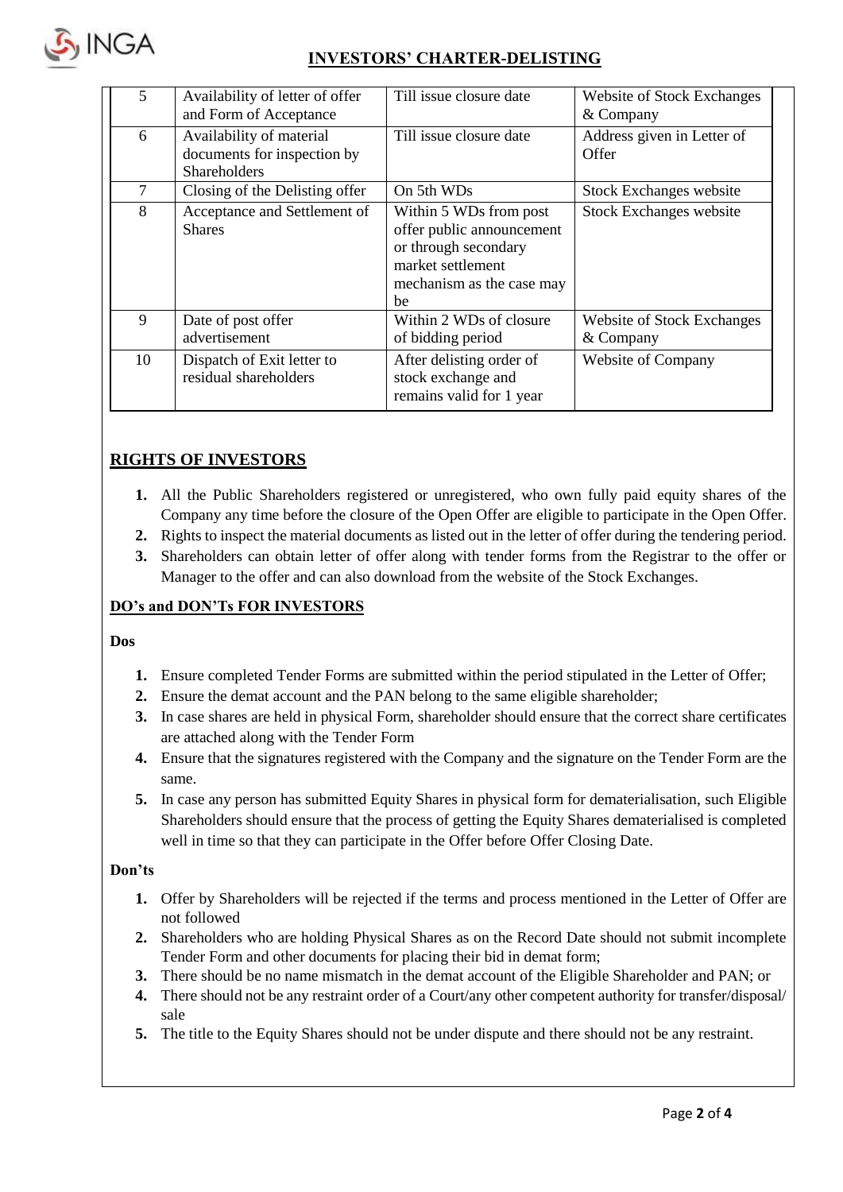# INVESTORS' CHARTER-DELISTING

| | | | |
|---|---|---|---|
| 5 | Availability of letter of offer and Form of Acceptance | Till issue closure date | Website of Stock Exchanges & Company |
| 6 | Availability of material documents for inspection by Shareholders | Till issue closure date | Address given in Letter of Offer |
| 7 | Closing of the Delisting offer | On 5th WDs | Stock Exchanges website |
| 8 | Acceptance and Settlement of Shares | Within 5 WDs from post offer public announcement or through secondary market settlement mechanism as the case may be | Stock Exchanges website |
| 9 | Date of post offer advertisement | Within 2 WDs of closure of bidding period | Website of Stock Exchanges & Company |
| 10 | Dispatch of Exit letter to residual shareholders | After delisting order of stock exchange and remains valid for 1 year | Website of Company |

## RIGHTS OF INVESTORS

1. All the Public Shareholders registered or unregistered, who own fully paid equity shares of the Company any time before the closure of the Open Offer are eligible to participate in the Open Offer.
2. Rights to inspect the material documents as listed out in the letter of offer during the tendering period.
3. Shareholders can obtain letter of offer along with tender forms from the Registrar to the offer or Manager to the offer and can also download from the website of the Stock Exchanges.

## DO's and DON'Ts FOR INVESTORS

**Dos**

1. Ensure completed Tender Forms are submitted within the period stipulated in the Letter of Offer;
2. Ensure the demat account and the PAN belong to the same eligible shareholder;
3. In case shares are held in physical Form, shareholder should ensure that the correct share certificates are attached along with the Tender Form
4. Ensure that the signatures registered with the Company and the signature on the Tender Form are the same.
5. In case any person has submitted Equity Shares in physical form for dematerialisation, such Eligible Shareholders should ensure that the process of getting the Equity Shares dematerialised is completed well in time so that they can participate in the Offer before Offer Closing Date.

**Don'ts**

1. Offer by Shareholders will be rejected if the terms and process mentioned in the Letter of Offer are not followed
2. Shareholders who are holding Physical Shares as on the Record Date should not submit incomplete Tender Form and other documents for placing their bid in demat form;
3. There should be no name mismatch in the demat account of the Eligible Shareholder and PAN; or
4. There should not be any restraint order of a Court/any other competent authority for transfer/disposal/ sale
5. The title to the Equity Shares should not be under dispute and there should not be any restraint.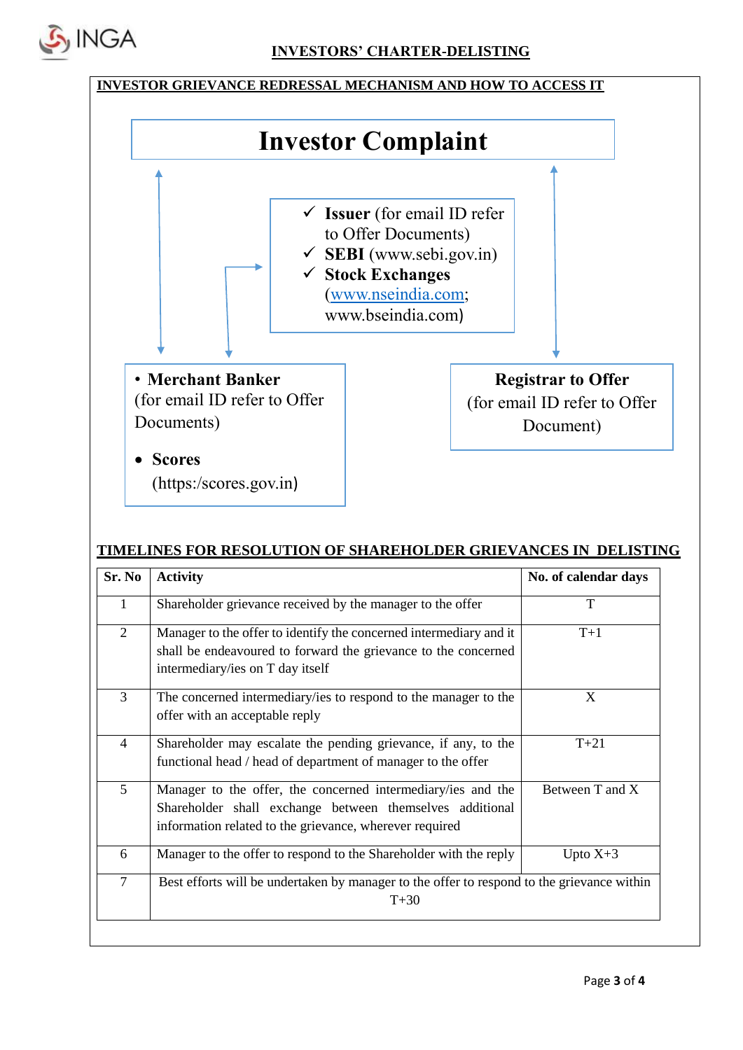## INVESTORS' CHARTER-DELISTING

### INVESTOR GRIEVANCE REDRESSAL MECHANISM AND HOW TO ACCESS IT

**Investor Complaint**

- ✓ **Issuer** (for email ID refer to Offer Documents)
- ✓ **SEBI** (www.sebi.gov.in)
- ✓ **Stock Exchanges** (www.nseindia.com; www.bseindia.com)

- **Merchant Banker** (for email ID refer to Offer Documents)
- **Scores** (https:/scores.gov.in)

**Registrar to Offer** (for email ID refer to Offer Document)

### TIMELINES FOR RESOLUTION OF SHAREHOLDER GRIEVANCES IN DELISTING

| Sr. No | Activity | No. of calendar days |
|---|---|---|
| 1 | Shareholder grievance received by the manager to the offer | T |
| 2 | Manager to the offer to identify the concerned intermediary and it shall be endeavoured to forward the grievance to the concerned intermediary/ies on T day itself | T+1 |
| 3 | The concerned intermediary/ies to respond to the manager to the offer with an acceptable reply | X |
| 4 | Shareholder may escalate the pending grievance, if any, to the functional head / head of department of manager to the offer | T+21 |
| 5 | Manager to the offer, the concerned intermediary/ies and the Shareholder shall exchange between themselves additional information related to the grievance, wherever required | Between T and X |
| 6 | Manager to the offer to respond to the Shareholder with the reply | Upto X+3 |
| 7 | Best efforts will be undertaken by manager to the offer to respond to the grievance within T+30 | |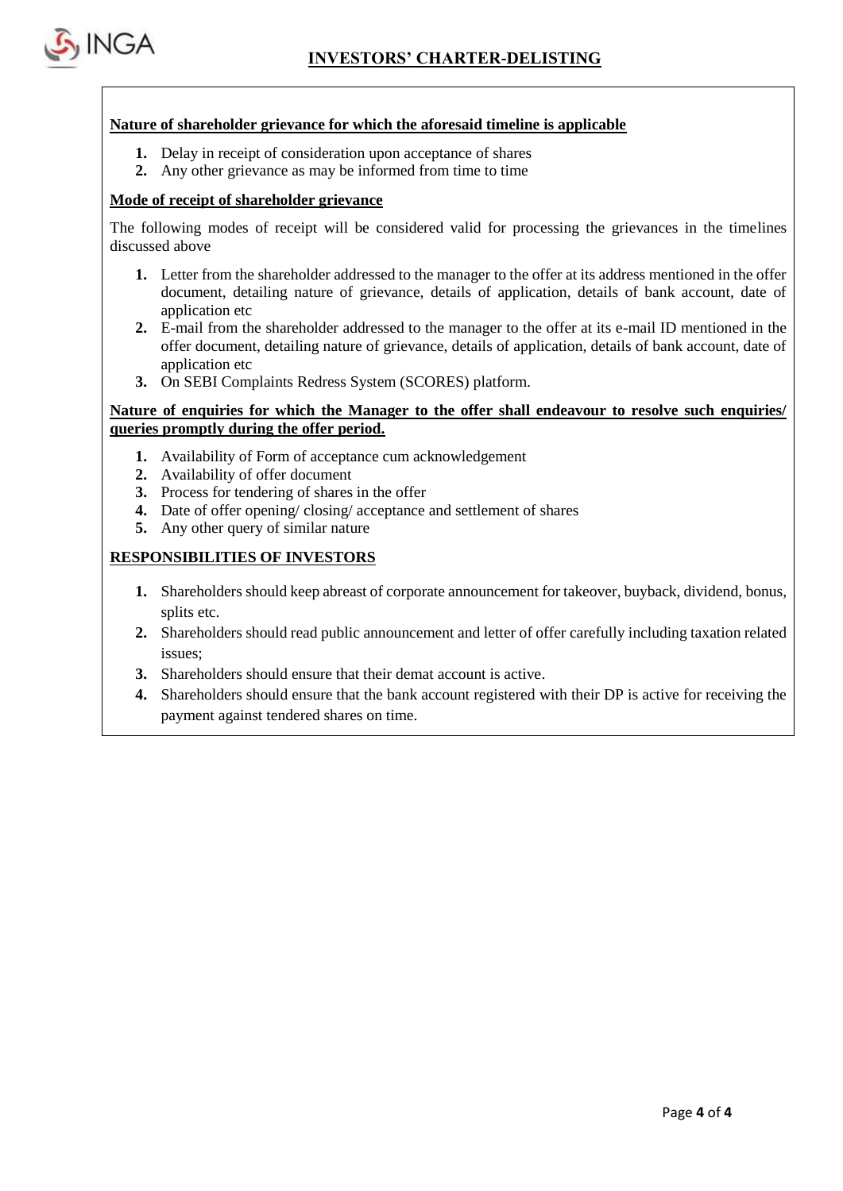**Nature of shareholder grievance for which the aforesaid timeline is applicable**

1. Delay in receipt of consideration upon acceptance of shares
2. Any other grievance as may be informed from time to time

**Mode of receipt of shareholder grievance**

The following modes of receipt will be considered valid for processing the grievances in the timelines discussed above

1. Letter from the shareholder addressed to the manager to the offer at its address mentioned in the offer document, detailing nature of grievance, details of application, details of bank account, date of application etc
2. E-mail from the shareholder addressed to the manager to the offer at its e-mail ID mentioned in the offer document, detailing nature of grievance, details of application, details of bank account, date of application etc
3. On SEBI Complaints Redress System (SCORES) platform.

**Nature of enquiries for which the Manager to the offer shall endeavour to resolve such enquiries/ queries promptly during the offer period.**

1. Availability of Form of acceptance cum acknowledgement
2. Availability of offer document
3. Process for tendering of shares in the offer
4. Date of offer opening/ closing/ acceptance and settlement of shares
5. Any other query of similar nature

**RESPONSIBILITIES OF INVESTORS**

1. Shareholders should keep abreast of corporate announcement for takeover, buyback, dividend, bonus, splits etc.
2. Shareholders should read public announcement and letter of offer carefully including taxation related issues;
3. Shareholders should ensure that their demat account is active.
4. Shareholders should ensure that the bank account registered with their DP is active for receiving the payment against tendered shares on time.